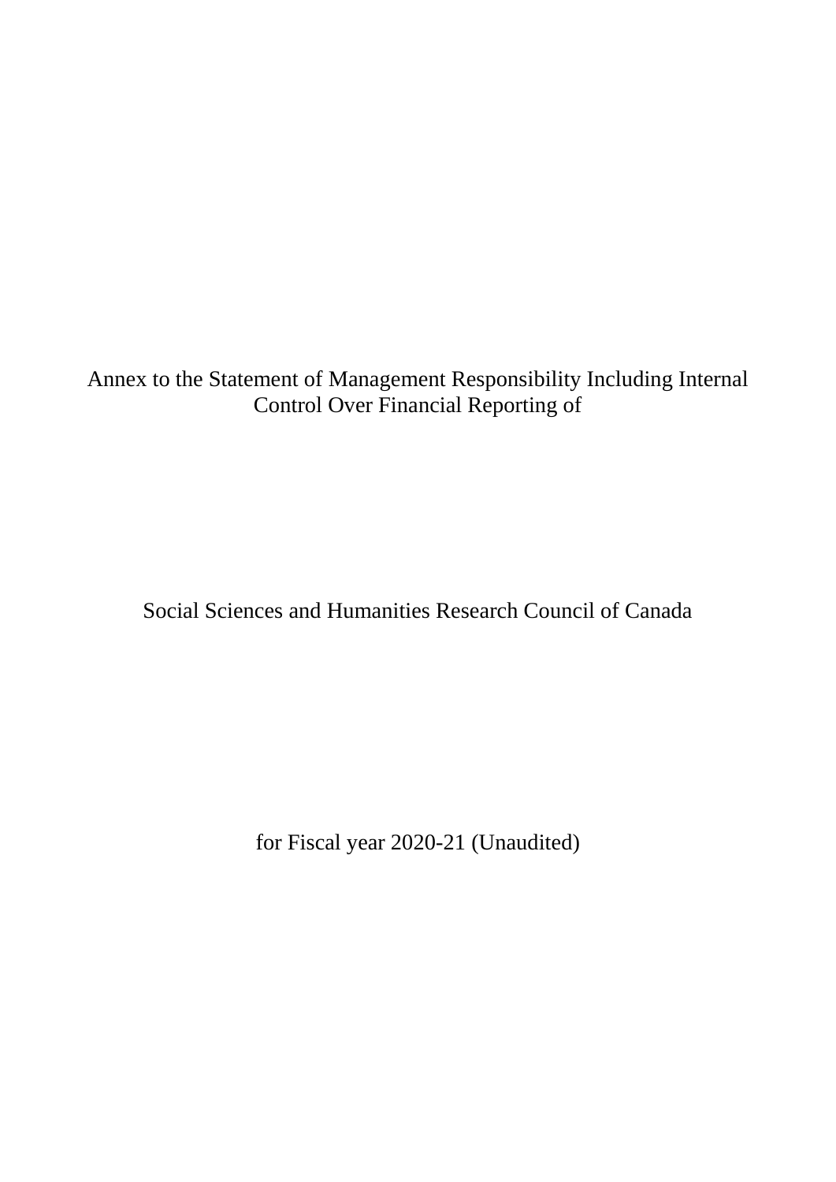# Annex to the Statement of Management Responsibility Including Internal Control Over Financial Reporting of

# Social Sciences and Humanities Research Council of Canada

# for Fiscal year 2020-21 (Unaudited)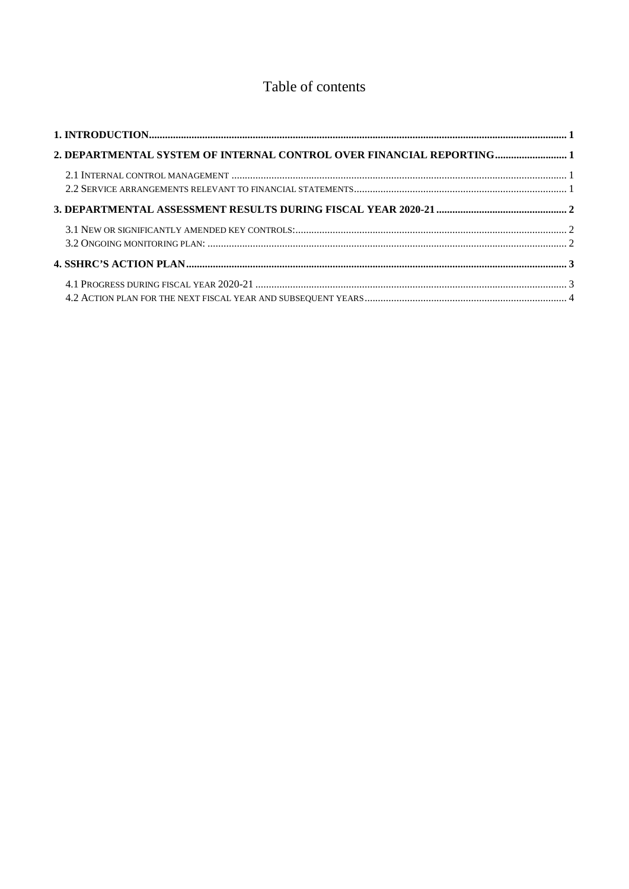# Table of contents

1. INTRODUCTION .......... 1
2. DEPARTMENTAL SYSTEM OF INTERNAL CONTROL OVER FINANCIAL REPORTING .......... 1
   - 2.1 Internal control management .......... 1
   - 2.2 Service arrangements relevant to financial statements .......... 1
3. DEPARTMENTAL ASSESSMENT RESULTS DURING FISCAL YEAR 2020-21 .......... 2
   - 3.1 New or significantly amended key controls: .......... 2
   - 3.2 Ongoing monitoring plan: .......... 2
4. SSHRC'S ACTION PLAN .......... 3
   - 4.1 Progress during fiscal year 2020-21 .......... 3
   - 4.2 Action plan for the next fiscal year and subsequent years .......... 4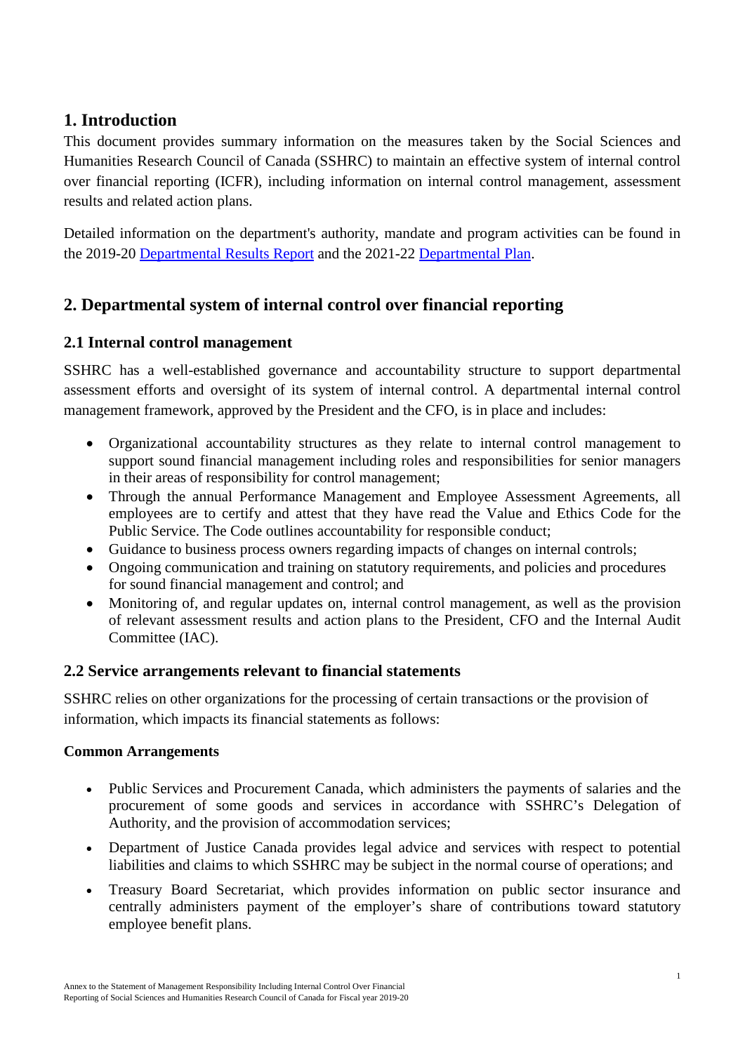## 1. Introduction

This document provides summary information on the measures taken by the Social Sciences and Humanities Research Council of Canada (SSHRC) to maintain an effective system of internal control over financial reporting (ICFR), including information on internal control management, assessment results and related action plans.

Detailed information on the department's authority, mandate and program activities can be found in the 2019-20 Departmental Results Report and the 2021-22 Departmental Plan.

## 2. Departmental system of internal control over financial reporting

### 2.1 Internal control management

SSHRC has a well-established governance and accountability structure to support departmental assessment efforts and oversight of its system of internal control. A departmental internal control management framework, approved by the President and the CFO, is in place and includes:

- Organizational accountability structures as they relate to internal control management to support sound financial management including roles and responsibilities for senior managers in their areas of responsibility for control management;
- Through the annual Performance Management and Employee Assessment Agreements, all employees are to certify and attest that they have read the Value and Ethics Code for the Public Service. The Code outlines accountability for responsible conduct;
- Guidance to business process owners regarding impacts of changes on internal controls;
- Ongoing communication and training on statutory requirements, and policies and procedures for sound financial management and control; and
- Monitoring of, and regular updates on, internal control management, as well as the provision of relevant assessment results and action plans to the President, CFO and the Internal Audit Committee (IAC).

### 2.2 Service arrangements relevant to financial statements

SSHRC relies on other organizations for the processing of certain transactions or the provision of information, which impacts its financial statements as follows:

**Common Arrangements**

- Public Services and Procurement Canada, which administers the payments of salaries and the procurement of some goods and services in accordance with SSHRC's Delegation of Authority, and the provision of accommodation services;
- Department of Justice Canada provides legal advice and services with respect to potential liabilities and claims to which SSHRC may be subject in the normal course of operations; and
- Treasury Board Secretariat, which provides information on public sector insurance and centrally administers payment of the employer's share of contributions toward statutory employee benefit plans.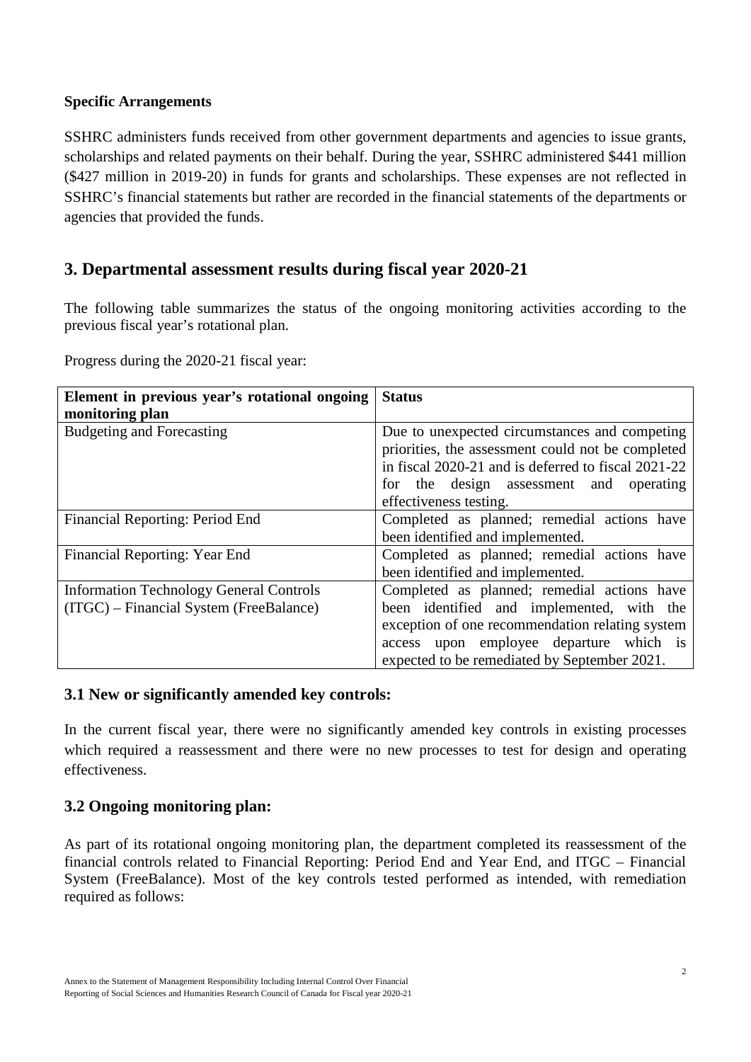**Specific Arrangements**

SSHRC administers funds received from other government departments and agencies to issue grants, scholarships and related payments on their behalf. During the year, SSHRC administered $441 million ($427 million in 2019-20) in funds for grants and scholarships. These expenses are not reflected in SSHRC's financial statements but rather are recorded in the financial statements of the departments or agencies that provided the funds.

## 3. Departmental assessment results during fiscal year 2020-21

The following table summarizes the status of the ongoing monitoring activities according to the previous fiscal year's rotational plan.

Progress during the 2020-21 fiscal year:

| Element in previous year's rotational ongoing monitoring plan | Status |
|---|---|
| Budgeting and Forecasting | Due to unexpected circumstances and competing priorities, the assessment could not be completed in fiscal 2020-21 and is deferred to fiscal 2021-22 for the design assessment and operating effectiveness testing. |
| Financial Reporting: Period End | Completed as planned; remedial actions have been identified and implemented. |
| Financial Reporting: Year End | Completed as planned; remedial actions have been identified and implemented. |
| Information Technology General Controls (ITGC) – Financial System (FreeBalance) | Completed as planned; remedial actions have been identified and implemented, with the exception of one recommendation relating system access upon employee departure which is expected to be remediated by September 2021. |

### 3.1 New or significantly amended key controls:

In the current fiscal year, there were no significantly amended key controls in existing processes which required a reassessment and there were no new processes to test for design and operating effectiveness.

### 3.2 Ongoing monitoring plan:

As part of its rotational ongoing monitoring plan, the department completed its reassessment of the financial controls related to Financial Reporting: Period End and Year End, and ITGC – Financial System (FreeBalance). Most of the key controls tested performed as intended, with remediation required as follows: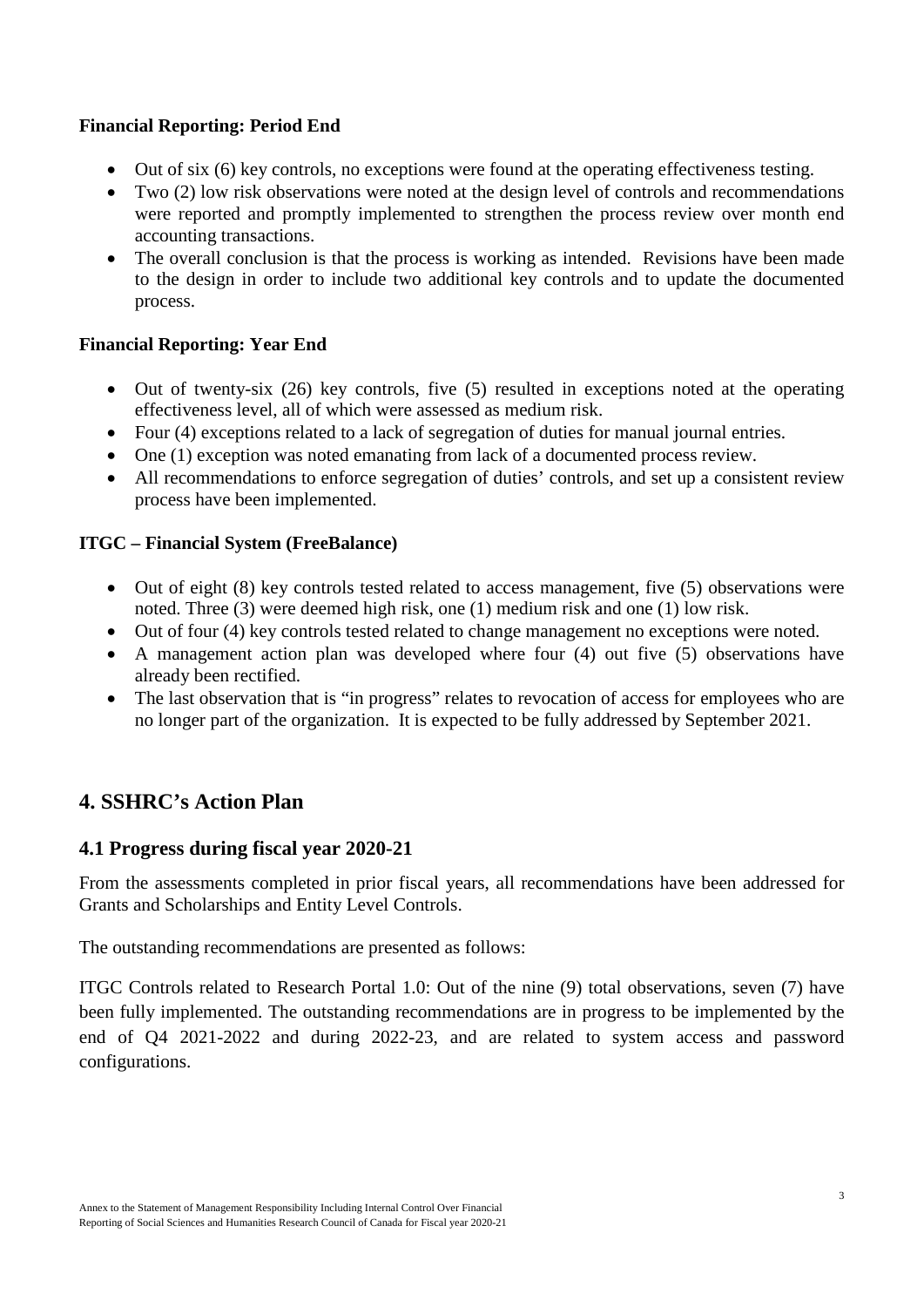**Financial Reporting: Period End**

- Out of six (6) key controls, no exceptions were found at the operating effectiveness testing.
- Two (2) low risk observations were noted at the design level of controls and recommendations were reported and promptly implemented to strengthen the process review over month end accounting transactions.
- The overall conclusion is that the process is working as intended. Revisions have been made to the design in order to include two additional key controls and to update the documented process.

**Financial Reporting: Year End**

- Out of twenty-six (26) key controls, five (5) resulted in exceptions noted at the operating effectiveness level, all of which were assessed as medium risk.
- Four (4) exceptions related to a lack of segregation of duties for manual journal entries.
- One (1) exception was noted emanating from lack of a documented process review.
- All recommendations to enforce segregation of duties' controls, and set up a consistent review process have been implemented.

**ITGC – Financial System (FreeBalance)**

- Out of eight (8) key controls tested related to access management, five (5) observations were noted. Three (3) were deemed high risk, one (1) medium risk and one (1) low risk.
- Out of four (4) key controls tested related to change management no exceptions were noted.
- A management action plan was developed where four (4) out five (5) observations have already been rectified.
- The last observation that is "in progress" relates to revocation of access for employees who are no longer part of the organization. It is expected to be fully addressed by September 2021.

## 4. SSHRC's Action Plan

### 4.1 Progress during fiscal year 2020-21

From the assessments completed in prior fiscal years, all recommendations have been addressed for Grants and Scholarships and Entity Level Controls.

The outstanding recommendations are presented as follows:

ITGC Controls related to Research Portal 1.0: Out of the nine (9) total observations, seven (7) have been fully implemented. The outstanding recommendations are in progress to be implemented by the end of Q4 2021-2022 and during 2022-23, and are related to system access and password configurations.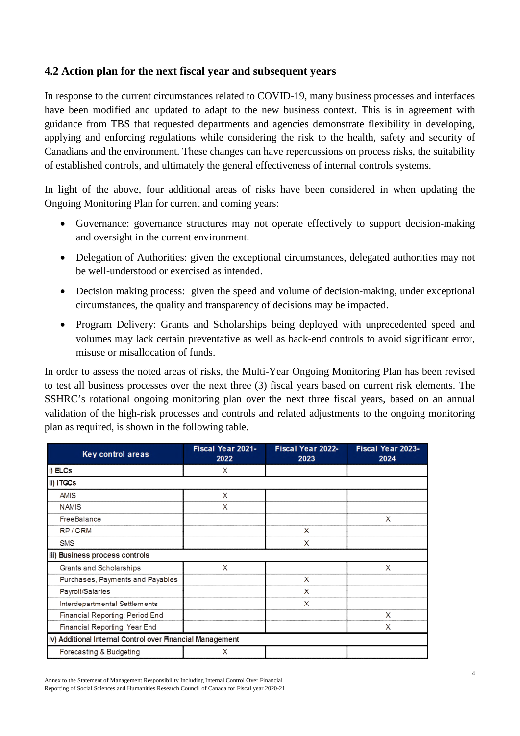### 4.2 Action plan for the next fiscal year and subsequent years

In response to the current circumstances related to COVID-19, many business processes and interfaces have been modified and updated to adapt to the new business context. This is in agreement with guidance from TBS that requested departments and agencies demonstrate flexibility in developing, applying and enforcing regulations while considering the risk to the health, safety and security of Canadians and the environment. These changes can have repercussions on process risks, the suitability of established controls, and ultimately the general effectiveness of internal controls systems.

In light of the above, four additional areas of risks have been considered in when updating the Ongoing Monitoring Plan for current and coming years:

- Governance: governance structures may not operate effectively to support decision-making and oversight in the current environment.
- Delegation of Authorities: given the exceptional circumstances, delegated authorities may not be well-understood or exercised as intended.
- Decision making process: given the speed and volume of decision-making, under exceptional circumstances, the quality and transparency of decisions may be impacted.
- Program Delivery: Grants and Scholarships being deployed with unprecedented speed and volumes may lack certain preventative as well as back-end controls to avoid significant error, misuse or misallocation of funds.

In order to assess the noted areas of risks, the Multi-Year Ongoing Monitoring Plan has been revised to test all business processes over the next three (3) fiscal years based on current risk elements. The SSHRC's rotational ongoing monitoring plan over the next three fiscal years, based on an annual validation of the high-risk processes and controls and related adjustments to the ongoing monitoring plan as required, is shown in the following table.

| Key control areas | Fiscal Year 2021-2022 | Fiscal Year 2022-2023 | Fiscal Year 2023-2024 |
|---|---|---|---|
| **i) ELCs** | X | | |
| **ii) ITGCs** | | | |
| AMIS | X | | |
| NAMIS | X | | |
| FreeBalance | | | X |
| RP / CRM | | X | |
| SMS | | X | |
| **iii) Business process controls** | | | |
| Grants and Scholarships | X | | X |
| Purchases, Payments and Payables | | X | |
| Payroll/Salaries | | X | |
| Interdepartmental Settlements | | X | |
| Financial Reporting: Period End | | | X |
| Financial Reporting: Year End | | | X |
| **iv) Additional Internal Control over Financial Management** | | | |
| Forecasting & Budgeting | X | | |